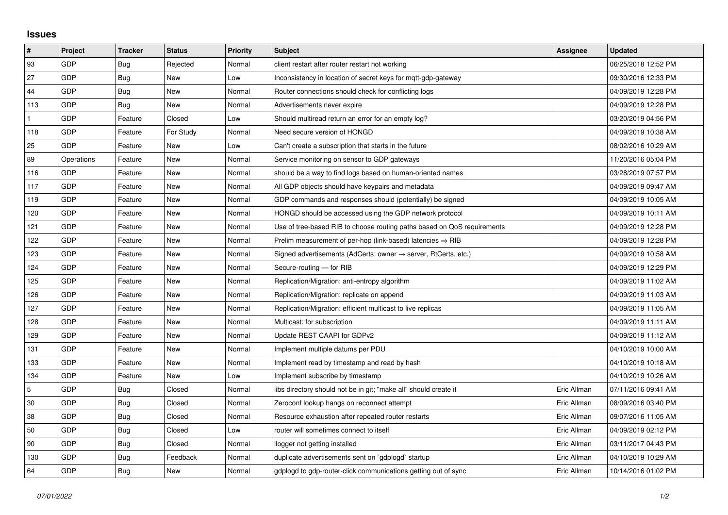## Issues

| # | Project | Tracker | Status | Priority | Subject | Assignee | Updated |
|---|---|---|---|---|---|---|---|
| 93 | GDP | Bug | Rejected | Normal | client restart after router restart not working | | 06/25/2018 12:52 PM |
| 27 | GDP | Bug | New | Low | Inconsistency in location of secret keys for mqtt-gdp-gateway | | 09/30/2016 12:33 PM |
| 44 | GDP | Bug | New | Normal | Router connections should check for conflicting logs | | 04/09/2019 12:28 PM |
| 113 | GDP | Bug | New | Normal | Advertisements never expire | | 04/09/2019 12:28 PM |
| 1 | GDP | Feature | Closed | Low | Should multiread return an error for an empty log? | | 03/20/2019 04:56 PM |
| 118 | GDP | Feature | For Study | Normal | Need secure version of HONGD | | 04/09/2019 10:38 AM |
| 25 | GDP | Feature | New | Low | Can't create a subscription that starts in the future | | 08/02/2016 10:29 AM |
| 89 | Operations | Feature | New | Normal | Service monitoring on sensor to GDP gateways | | 11/20/2016 05:04 PM |
| 116 | GDP | Feature | New | Normal | should be a way to find logs based on human-oriented names | | 03/28/2019 07:57 PM |
| 117 | GDP | Feature | New | Normal | All GDP objects should have keypairs and metadata | | 04/09/2019 09:47 AM |
| 119 | GDP | Feature | New | Normal | GDP commands and responses should (potentially) be signed | | 04/09/2019 10:05 AM |
| 120 | GDP | Feature | New | Normal | HONGD should be accessed using the GDP network protocol | | 04/09/2019 10:11 AM |
| 121 | GDP | Feature | New | Normal | Use of tree-based RIB to choose routing paths based on QoS requirements | | 04/09/2019 12:28 PM |
| 122 | GDP | Feature | New | Normal | Prelim measurement of per-hop (link-based) latencies ⇒ RIB | | 04/09/2019 12:28 PM |
| 123 | GDP | Feature | New | Normal | Signed advertisements (AdCerts: owner → server, RtCerts, etc.) | | 04/09/2019 10:58 AM |
| 124 | GDP | Feature | New | Normal | Secure-routing — for RIB | | 04/09/2019 12:29 PM |
| 125 | GDP | Feature | New | Normal | Replication/Migration: anti-entropy algorithm | | 04/09/2019 11:02 AM |
| 126 | GDP | Feature | New | Normal | Replication/Migration: replicate on append | | 04/09/2019 11:03 AM |
| 127 | GDP | Feature | New | Normal | Replication/Migration: efficient multicast to live replicas | | 04/09/2019 11:05 AM |
| 128 | GDP | Feature | New | Normal | Multicast: for subscription | | 04/09/2019 11:11 AM |
| 129 | GDP | Feature | New | Normal | Update REST CAAPI for GDPv2 | | 04/09/2019 11:12 AM |
| 131 | GDP | Feature | New | Normal | Implement multiple datums per PDU | | 04/10/2019 10:00 AM |
| 133 | GDP | Feature | New | Normal | Implement read by timestamp and read by hash | | 04/10/2019 10:18 AM |
| 134 | GDP | Feature | New | Low | Implement subscribe by timestamp | | 04/10/2019 10:26 AM |
| 5 | GDP | Bug | Closed | Normal | libs directory should not be in git; "make all" should create it | Eric Allman | 07/11/2016 09:41 AM |
| 30 | GDP | Bug | Closed | Normal | Zeroconf lookup hangs on reconnect attempt | Eric Allman | 08/09/2016 03:40 PM |
| 38 | GDP | Bug | Closed | Normal | Resource exhaustion after repeated router restarts | Eric Allman | 09/07/2016 11:05 AM |
| 50 | GDP | Bug | Closed | Low | router will sometimes connect to itself | Eric Allman | 04/09/2019 02:12 PM |
| 90 | GDP | Bug | Closed | Normal | llogger not getting installed | Eric Allman | 03/11/2017 04:43 PM |
| 130 | GDP | Bug | Feedback | Normal | duplicate advertisements sent on `gdplogd` startup | Eric Allman | 04/10/2019 10:29 AM |
| 64 | GDP | Bug | New | Normal | gdplogd to gdp-router-click communications getting out of sync | Eric Allman | 10/14/2016 01:02 PM |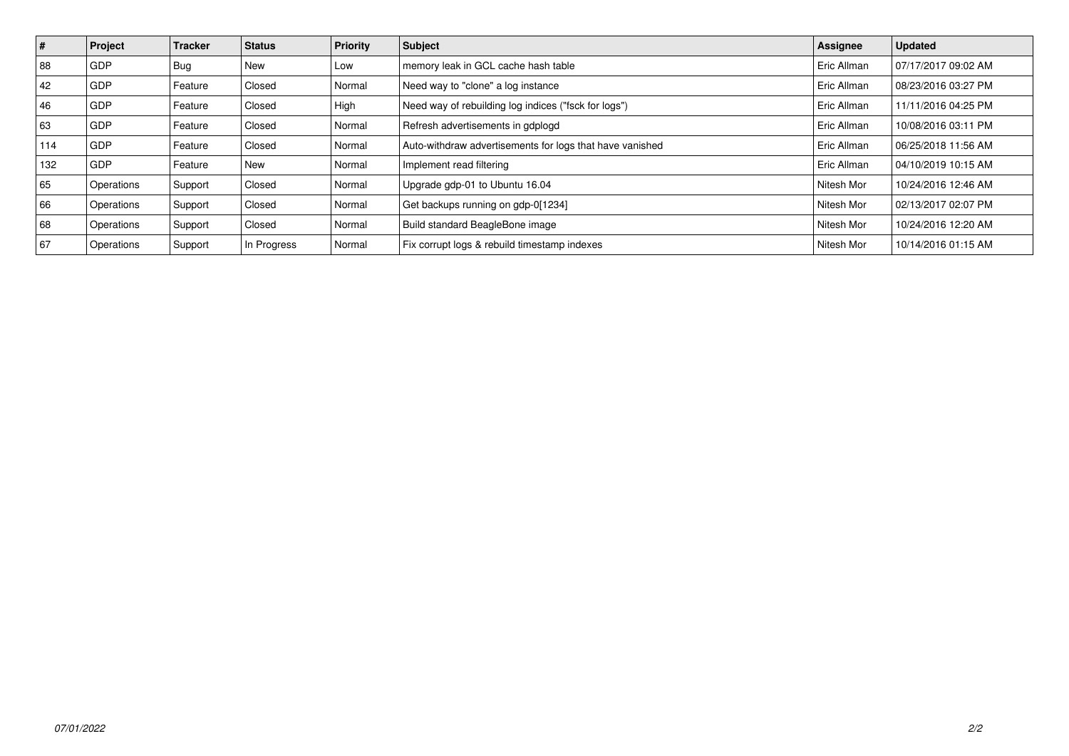| # | Project | Tracker | Status | Priority | Subject | Assignee | Updated |
|---|---|---|---|---|---|---|---|
| 88 | GDP | Bug | New | Low | memory leak in GCL cache hash table | Eric Allman | 07/17/2017 09:02 AM |
| 42 | GDP | Feature | Closed | Normal | Need way to "clone" a log instance | Eric Allman | 08/23/2016 03:27 PM |
| 46 | GDP | Feature | Closed | High | Need way of rebuilding log indices ("fsck for logs") | Eric Allman | 11/11/2016 04:25 PM |
| 63 | GDP | Feature | Closed | Normal | Refresh advertisements in gdplogd | Eric Allman | 10/08/2016 03:11 PM |
| 114 | GDP | Feature | Closed | Normal | Auto-withdraw advertisements for logs that have vanished | Eric Allman | 06/25/2018 11:56 AM |
| 132 | GDP | Feature | New | Normal | Implement read filtering | Eric Allman | 04/10/2019 10:15 AM |
| 65 | Operations | Support | Closed | Normal | Upgrade gdp-01 to Ubuntu 16.04 | Nitesh Mor | 10/24/2016 12:46 AM |
| 66 | Operations | Support | Closed | Normal | Get backups running on gdp-0[1234] | Nitesh Mor | 02/13/2017 02:07 PM |
| 68 | Operations | Support | Closed | Normal | Build standard BeagleBone image | Nitesh Mor | 10/24/2016 12:20 AM |
| 67 | Operations | Support | In Progress | Normal | Fix corrupt logs & rebuild timestamp indexes | Nitesh Mor | 10/14/2016 01:15 AM |